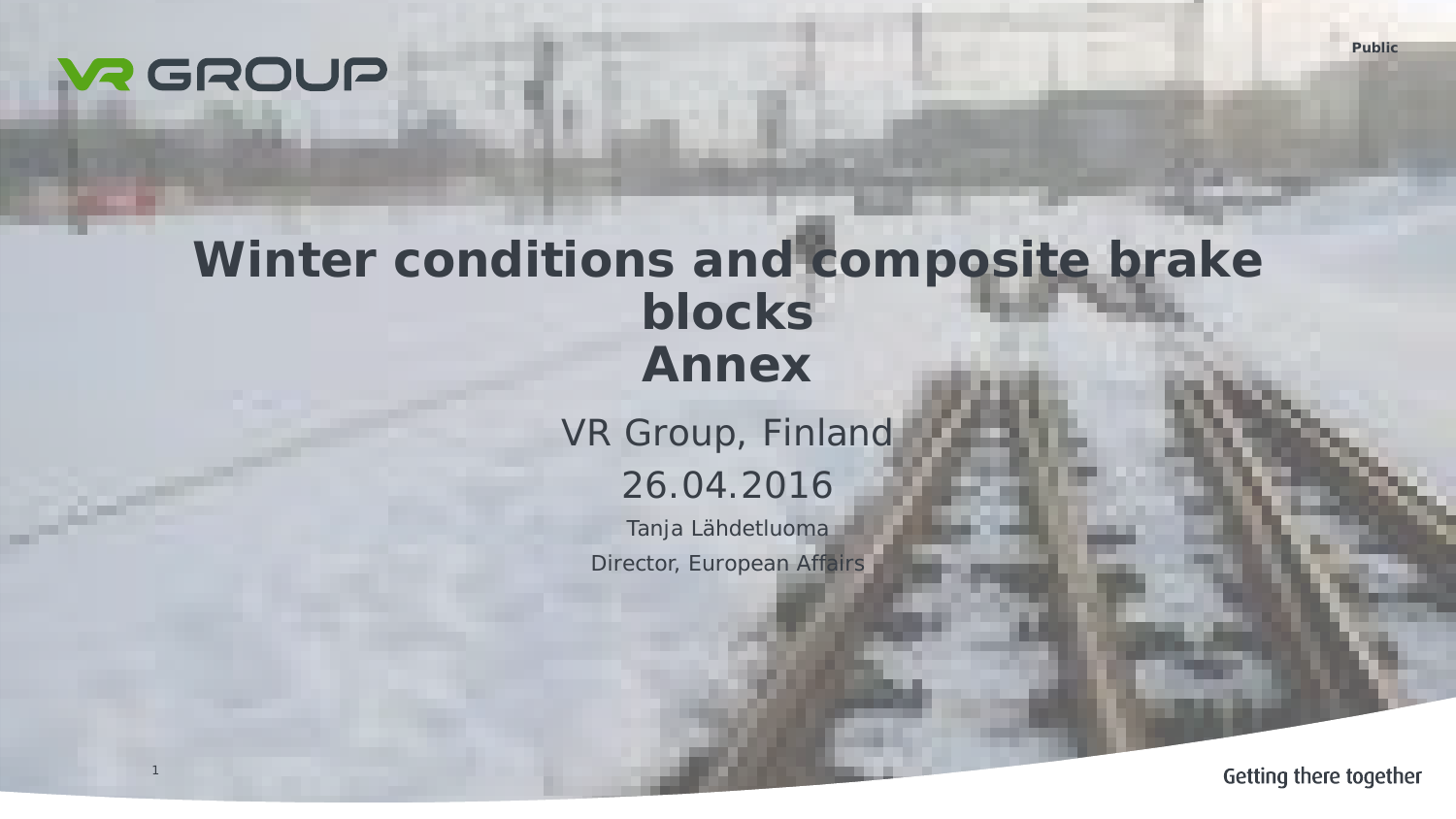# Winter conditions and composite brake blocks Annex

VR Group, Finland

26.04.2016

Tanja Lähdetluoma

Director, European Affairs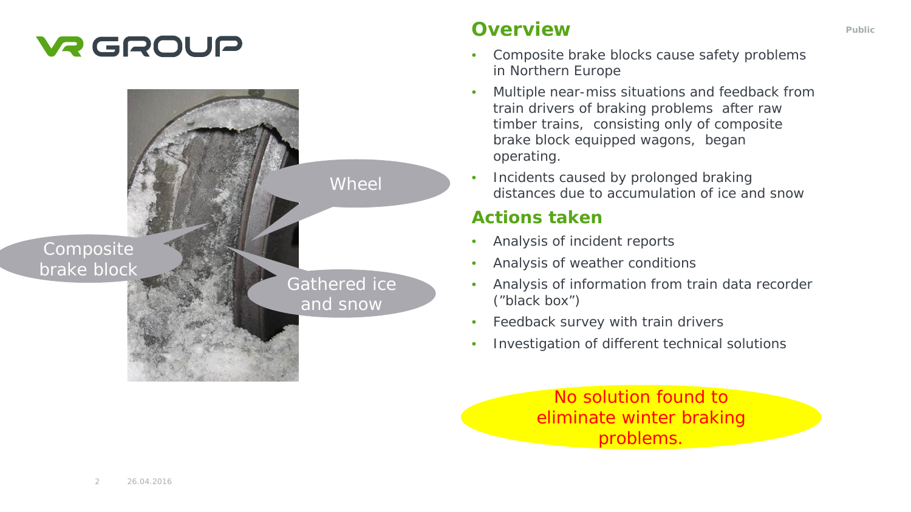## Overview

- Composite brake blocks cause safety problems in Northern Europe
- Multiple near-miss situations and feedback from train drivers of braking problems after raw timber trains, consisting only of composite brake block equipped wagons, began operating.
- Incidents caused by prolonged braking distances due to accumulation of ice and snow

## Actions taken

- Analysis of incident reports
- Analysis of weather conditions
- Analysis of information from train data recorder ("black box")
- Feedback survey with train drivers
- Investigation of different technical solutions

No solution found to eliminate winter braking problems.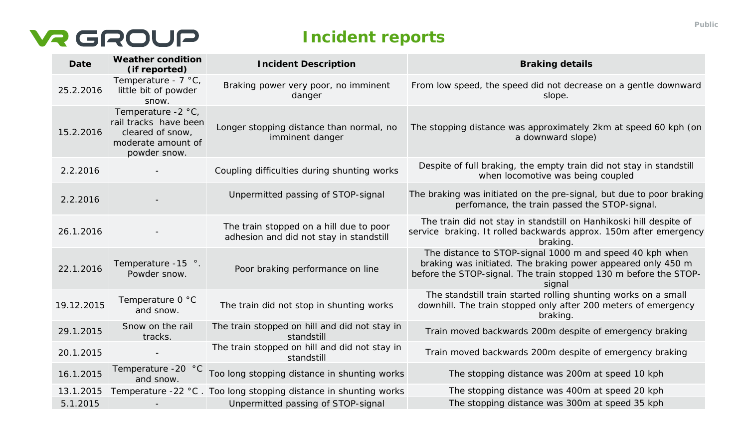# Incident reports

| Date | Weather condition (if reported) | Incident Description | Braking details |
|---|---|---|---|
| 25.2.2016 | Temperature - 7 °C, little bit of powder snow. | Braking power very poor, no imminent danger | From low speed, the speed did not decrease on a gentle downward slope. |
| 15.2.2016 | Temperature -2 °C, rail tracks have been cleared of snow, moderate amount of powder snow. | Longer stopping distance than normal, no imminent danger | The stopping distance was approximately 2km at speed 60 kph (on a downward slope) |
| 2.2.2016 | - | Coupling difficulties during shunting works | Despite of full braking, the empty train did not stay in standstill when locomotive was being coupled |
| 2.2.2016 | - | Unpermitted passing of STOP-signal | The braking was initiated on the pre-signal, but due to poor braking perfomance, the train passed the STOP-signal. |
| 26.1.2016 | - | The train stopped on a hill due to poor adhesion and did not stay in standstill | The train did not stay in standstill on Hanhikoski hill despite of service braking. It rolled backwards approx. 150m after emergency braking. |
| 22.1.2016 | Temperature -15 °. Powder snow. | Poor braking performance on line | The distance to STOP-signal 1000 m and speed 40 kph when braking was initiated. The braking power appeared only 450 m before the STOP-signal. The train stopped 130 m before the STOP-signal |
| 19.12.2015 | Temperature 0 °C and snow. | The train did not stop in shunting works | The standstill train started rolling shunting works on a small downhill. The train stopped only after 200 meters of emergency braking. |
| 29.1.2015 | Snow on the rail tracks. | The train stopped on hill and did not stay in standstill | Train moved backwards 200m despite of emergency braking |
| 20.1.2015 | - | The train stopped on hill and did not stay in standstill | Train moved backwards 200m despite of emergency braking |
| 16.1.2015 | Temperature -20 °C and snow. | Too long stopping distance in shunting works | The stopping distance was 200m at speed 10 kph |
| 13.1.2015 | Temperature -22 °C . | Too long stopping distance in shunting works | The stopping distance was 400m at speed 20 kph |
| 5.1.2015 | - | Unpermitted passing of STOP-signal | The stopping distance was 300m at speed 35 kph |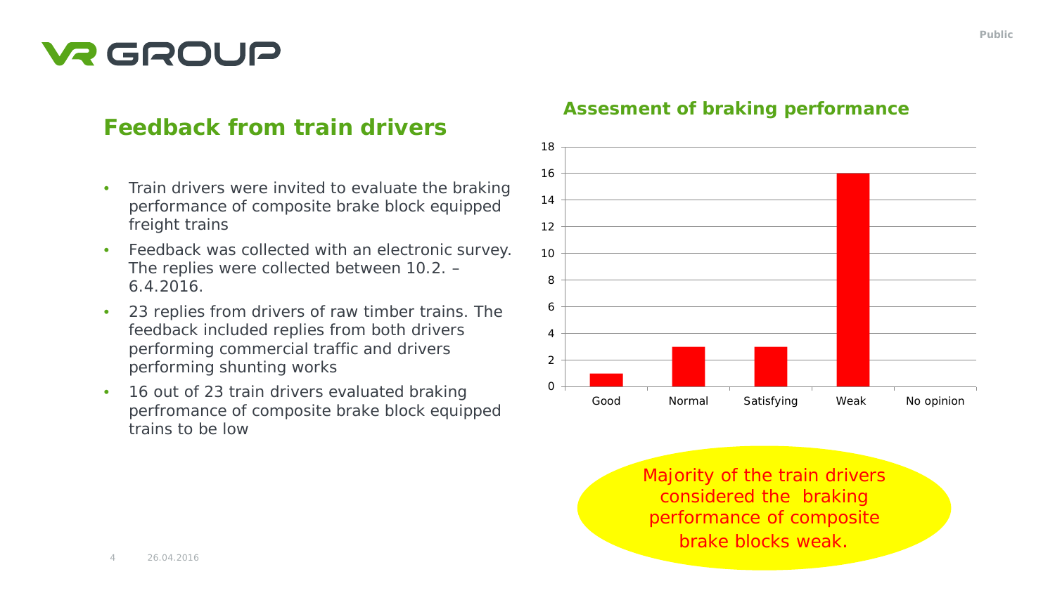## Feedback from train drivers

- Train drivers were invited to evaluate the braking performance of composite brake block equipped freight trains
- Feedback was collected with an electronic survey. The replies were collected between 10.2. – 6.4.2016.
- 23 replies from drivers of raw timber trains. The feedback included replies from both drivers performing commercial traffic and drivers performing shunting works
- 16 out of 23 train drivers evaluated braking perfromance of composite brake block equipped trains to be low

**Assesment of braking performance**

| Good | Normal | Satisfying | Weak | No opinion |
|---|---|---|---|---|
| 1 | 3 | 3 | 16 | 0 |

Majority of the train drivers considered the braking performance of composite brake blocks weak.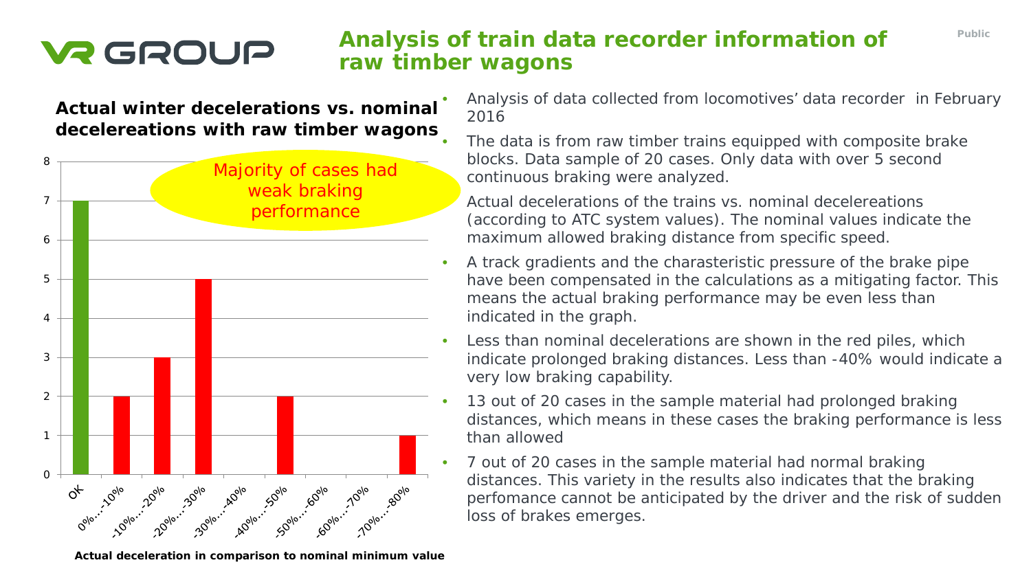# Analysis of train data recorder information of raw timber wagons

VR GROUP

## Actual winter decelerations vs. nominal decelereations with raw timber wagons

Majority of cases had weak braking performance

| Actual deceleration in comparison to nominal minimum value | Number of cases |
| --- | --- |
| OK | 7 |
| 0%...-10% | 2 |
| -10%...-20% | 3 |
| -20%...-30% | 5 |
| -30%...-40% | 0 |
| -40%...-50% | 2 |
| -50%...-60% | 0 |
| -60%...-70% | 0 |
| -70%...-80% | 1 |

**Actual deceleration in comparison to nominal minimum value**

- Analysis of data collected from locomotives' data recorder in February 2016
- The data is from raw timber trains equipped with composite brake blocks. Data sample of 20 cases. Only data with over 5 second continuous braking were analyzed.
- Actual decelerations of the trains vs. nominal decelereations (according to ATC system values). The nominal values indicate the maximum allowed braking distance from specific speed.
- A track gradients and the charasteristic pressure of the brake pipe have been compensated in the calculations as a mitigating factor. This means the actual braking performance may be even less than indicated in the graph.
- Less than nominal decelerations are shown in the red piles, which indicate prolonged braking distances. Less than -40% would indicate a very low braking capability.
- 13 out of 20 cases in the sample material had prolonged braking distances, which means in these cases the braking performance is less than allowed
- 7 out of 20 cases in the sample material had normal braking distances. This variety in the results also indicates that the braking perfomance cannot be anticipated by the driver and the risk of sudden loss of brakes emerges.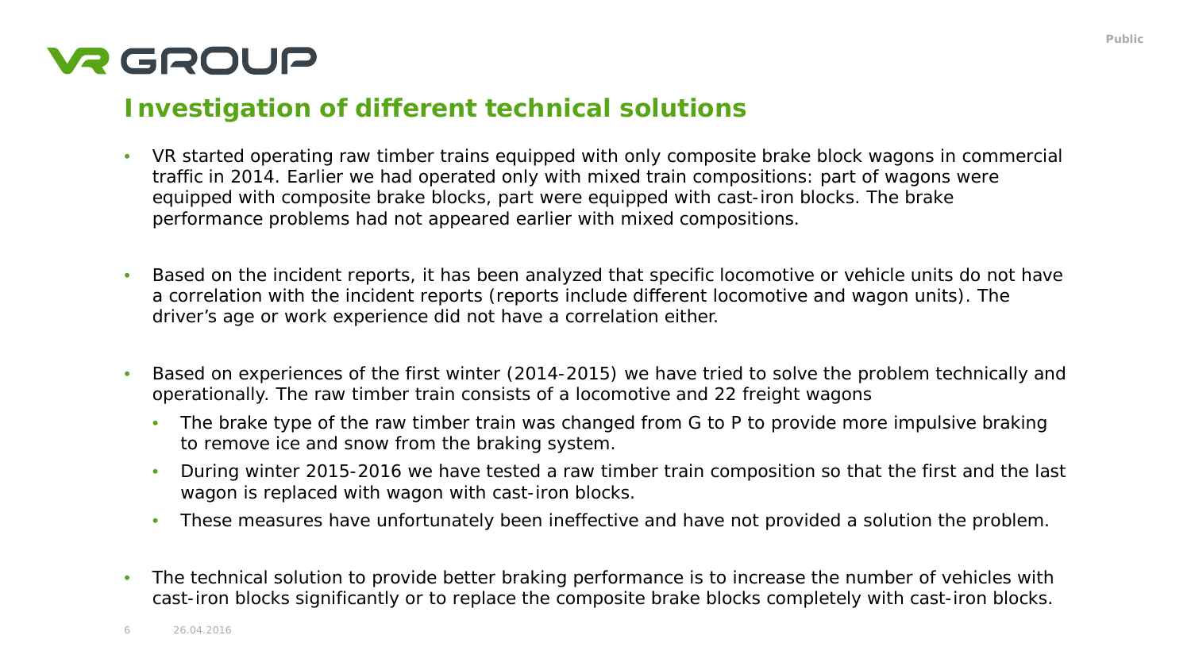# Investigation of different technical solutions

- VR started operating raw timber trains equipped with only composite brake block wagons in commercial traffic in 2014. Earlier we had operated only with mixed train compositions: part of wagons were equipped with composite brake blocks, part were equipped with cast-iron blocks. The brake performance problems had not appeared earlier with mixed compositions.
- Based on the incident reports, it has been analyzed that specific locomotive or vehicle units do not have a correlation with the incident reports (reports include different locomotive and wagon units). The driver's age or work experience did not have a correlation either.
- Based on experiences of the first winter (2014-2015) we have tried to solve the problem technically and operationally. The raw timber train consists of a locomotive and 22 freight wagons
  - The brake type of the raw timber train was changed from G to P to provide more impulsive braking to remove ice and snow from the braking system.
  - During winter 2015-2016 we have tested a raw timber train composition so that the first and the last wagon is replaced with wagon with cast-iron blocks.
  - These measures have unfortunately been ineffective and have not provided a solution the problem.
- The technical solution to provide better braking performance is to increase the number of vehicles with cast-iron blocks significantly or to replace the composite brake blocks completely with cast-iron blocks.